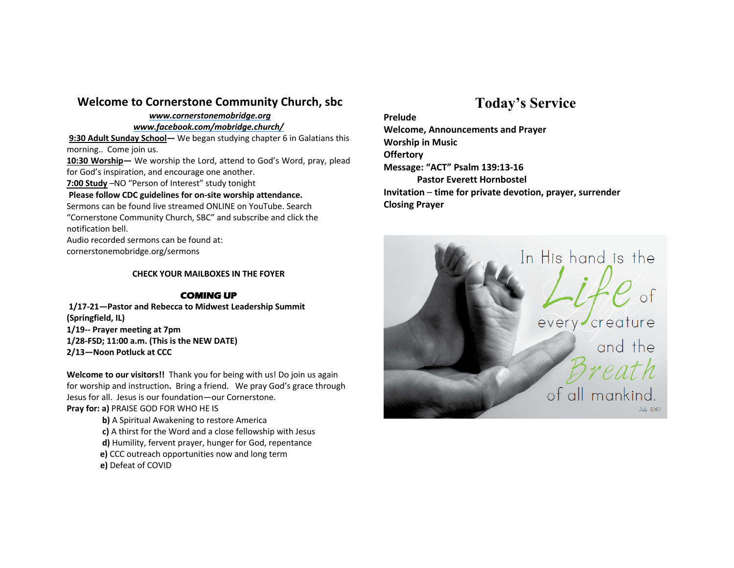## Welcome to Cornerstone Community Church, sbc

***www.cornerstonemobridge.org***
***www.facebook.com/mobridge.church/***

**9:30 Adult Sunday School—** We began studying chapter 6 in Galatians this morning.. Come join us.

**10:30 Worship—** We worship the Lord, attend to God's Word, pray, plead for God's inspiration, and encourage one another.

**7:00 Study** –NO "Person of Interest" study tonight

**Please follow CDC guidelines for on-site worship attendance.**

Sermons can be found live streamed ONLINE on YouTube. Search "Cornerstone Community Church, SBC" and subscribe and click the notification bell.

Audio recorded sermons can be found at:
cornerstonemobridge.org/sermons

**CHECK YOUR MAILBOXES IN THE FOYER**

### *COMING UP*

**1/17-21—Pastor and Rebecca to Midwest Leadership Summit (Springfield, IL)**
**1/19-- Prayer meeting at 7pm**
**1/28-FSD; 11:00 a.m. (This is the NEW DATE)**
**2/13—Noon Potluck at CCC**

**Welcome to our visitors!!** Thank you for being with us! Do join us again for worship and instruction**.** Bring a friend. We pray God's grace through Jesus for all. Jesus is our foundation—our Cornerstone.

**Pray for: a)** PRAISE GOD FOR WHO HE IS
**b)** A Spiritual Awakening to restore America
**c)** A thirst for the Word and a close fellowship with Jesus
**d)** Humility, fervent prayer, hunger for God, repentance
**e)** CCC outreach opportunities now and long term
**e)** Defeat of COVID

# Today's Service

**Prelude**
**Welcome, Announcements and Prayer**
**Worship in Music**
**Offertory**
**Message: "ACT" Psalm 139:13-16**
**Pastor Everett Hornbostel**
**Invitation – time for private devotion, prayer, surrender**
**Closing Prayer**

In His hand is the Life of every creature and the Breath of all mankind.
Job 12:10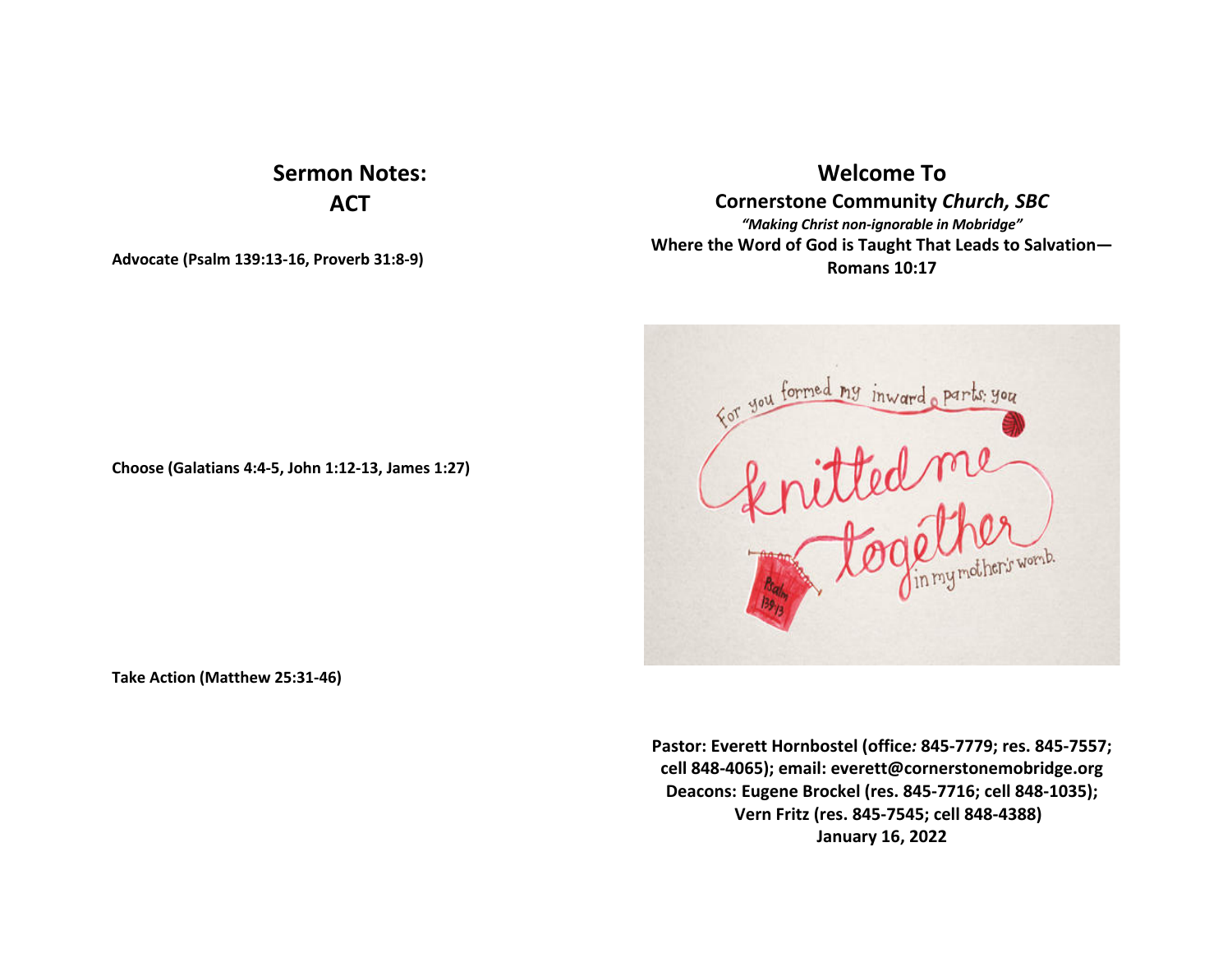## Sermon Notes:
## ACT

**Advocate (Psalm 139:13-16, Proverb 31:8-9)**

**Choose (Galatians 4:4-5, John 1:12-13, James 1:27)**

**Take Action (Matthew 25:31-46)**

## Welcome To

### Cornerstone Community *Church, SBC*

***"Making Christ non-ignorable in Mobridge"***

**Where the Word of God is Taught That Leads to Salvation—Romans 10:17**

**Pastor: Everett Hornbostel (office: 845-7779; res. 845-7557; cell 848-4065); email: everett@cornerstonemobridge.org**
**Deacons: Eugene Brockel (res. 845-7716; cell 848-1035); Vern Fritz (res. 845-7545; cell 848-4388)**
**January 16, 2022**